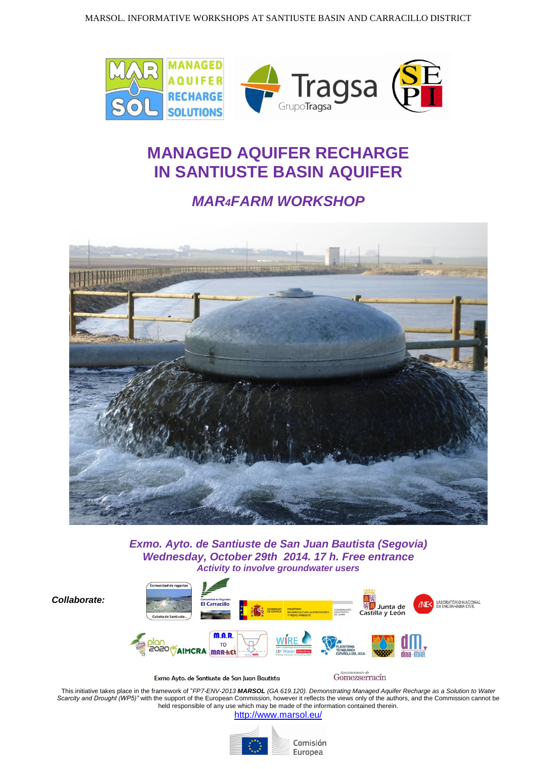# MANAGED AQUIFER RECHARGE IN SANTIUSTE BASIN AQUIFER

## *MAR4FARM WORKSHOP*

***Exmo. Ayto. de Santiuste de San Juan Bautista (Segovia)***
***Wednesday, October 29th 2014. 17 h. Free entrance***
***Activity to involve groundwater users***

***Collaborate:***

This initiative takes place in the framework of "*FP7-ENV-2013* ***MARSOL*** *(GA 619.120). Demonstrating Managed Aquifer Recharge as a Solution to Water Scarcity and Drought (WP5)"* with the support of the European Commission, however it reflects the views only of the authors, and the Commission cannot be held responsible for any use which may be made of the information contained therein.

http://www.marsol.eu/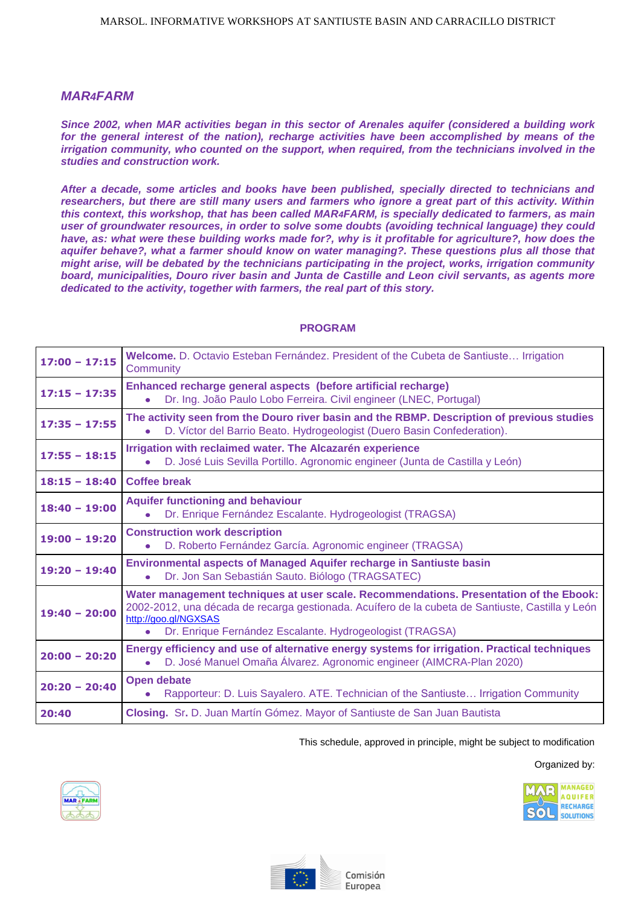## *MAR4FARM*

***Since 2002, when MAR activities began in this sector of Arenales aquifer (considered a building work for the general interest of the nation), recharge activities have been accomplished by means of the irrigation community, who counted on the support, when required, from the technicians involved in the studies and construction work.***

***After a decade, some articles and books have been published, specially directed to technicians and researchers, but there are still many users and farmers who ignore a great part of this activity. Within this context, this workshop, that has been called MAR4FARM, is specially dedicated to farmers, as main user of groundwater resources, in order to solve some doubts (avoiding technical language) they could have, as: what were these building works made for?, why is it profitable for agriculture?, how does the aquifer behave?, what a farmer should know on water managing?. These questions plus all those that might arise, will be debated by the technicians participating in the project, works, irrigation community board, municipalities, Douro river basin and Junta de Castille and Leon civil servants, as agents more dedicated to the activity, together with farmers, the real part of this story.***

**PROGRAM**

| | |
|---|---|
| **17:00 – 17:15** | **Welcome.** D. Octavio Esteban Fernández. President of the Cubeta de Santiuste… Irrigation Community |
| **17:15 – 17:35** | **Enhanced recharge general aspects (before artificial recharge)**<br>• Dr. Ing. João Paulo Lobo Ferreira. Civil engineer (LNEC, Portugal) |
| **17:35 – 17:55** | **The activity seen from the Douro river basin and the RBMP. Description of previous studies**<br>• D. Víctor del Barrio Beato. Hydrogeologist (Duero Basin Confederation). |
| **17:55 – 18:15** | **Irrigation with reclaimed water. The Alcazarén experience**<br>• D. José Luis Sevilla Portillo. Agronomic engineer (Junta de Castilla y León) |
| **18:15 – 18:40** | **Coffee break** |
| **18:40 – 19:00** | **Aquifer functioning and behaviour**<br>• Dr. Enrique Fernández Escalante. Hydrogeologist (TRAGSA) |
| **19:00 – 19:20** | **Construction work description**<br>• D. Roberto Fernández García. Agronomic engineer (TRAGSA) |
| **19:20 – 19:40** | **Environmental aspects of Managed Aquifer recharge in Santiuste basin**<br>• Dr. Jon San Sebastián Sauto. Biólogo (TRAGSATEC) |
| **19:40 – 20:00** | **Water management techniques at user scale. Recommendations. Presentation of the Ebook:** 2002-2012, una década de recarga gestionada. Acuífero de la cubeta de Santiuste, Castilla y León http://goo.gl/NGXSAS<br>• Dr. Enrique Fernández Escalante. Hydrogeologist (TRAGSA) |
| **20:00 – 20:20** | **Energy efficiency and use of alternative energy systems for irrigation. Practical techniques**<br>• D. José Manuel Omaña Álvarez. Agronomic engineer (AIMCRA-Plan 2020) |
| **20:20 – 20:40** | **Open debate**<br>• Rapporteur: D. Luis Sayalero. ATE. Technician of the Santiuste… Irrigation Community |
| **20:40** | **Closing.** Sr. D. Juan Martín Gómez. Mayor of Santiuste de San Juan Bautista |

This schedule, approved in principle, might be subject to modification

Organized by:

MAR SOL MANAGED AQUIFER RECHARGE SOLUTIONS

Comisión Europea